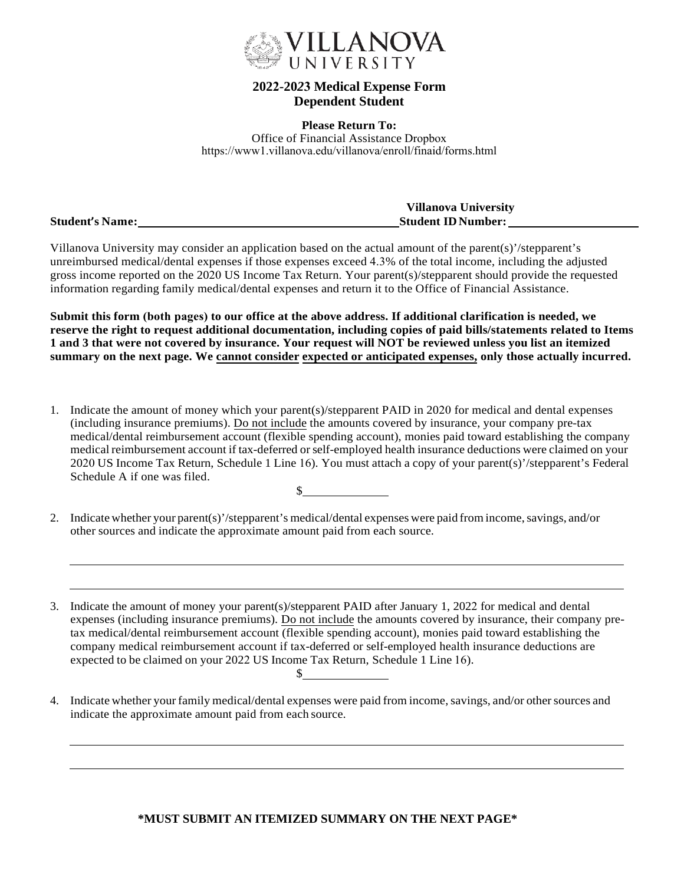VILLANOVA UNIVERSITY

## 2022-2023 Medical Expense Form
## Dependent Student

**Please Return To:**
Office of Financial Assistance Dropbox
https://www1.villanova.edu/villanova/enroll/finaid/forms.html

**Student's Name:** ______________________ **Villanova University Student ID Number:** ______________________

Villanova University may consider an application based on the actual amount of the parent(s)'/stepparent's unreimbursed medical/dental expenses if those expenses exceed 4.3% of the total income, including the adjusted gross income reported on the 2020 US Income Tax Return. Your parent(s)/stepparent should provide the requested information regarding family medical/dental expenses and return it to the Office of Financial Assistance.

**Submit this form (both pages) to our office at the above address. If additional clarification is needed, we reserve the right to request additional documentation, including copies of paid bills/statements related to Items 1 and 3 that were not covered by insurance. Your request will NOT be reviewed unless you list an itemized summary on the next page. We cannot consider expected or anticipated expenses, only those actually incurred.**

1. Indicate the amount of money which your parent(s)/stepparent PAID in 2020 for medical and dental expenses (including insurance premiums). Do not include the amounts covered by insurance, your company pre-tax medical/dental reimbursement account (flexible spending account), monies paid toward establishing the company medical reimbursement account if tax-deferred or self-employed health insurance deductions were claimed on your 2020 US Income Tax Return, Schedule 1 Line 16). You must attach a copy of your parent(s)'/stepparent's Federal Schedule A if one was filed.

   $____________

2. Indicate whether your parent(s)'/stepparent's medical/dental expenses were paid from income, savings, and/or other sources and indicate the approximate amount paid from each source.

   ______________________________________________________________________

   ______________________________________________________________________

3. Indicate the amount of money your parent(s)/stepparent PAID after January 1, 2022 for medical and dental expenses (including insurance premiums). Do not include the amounts covered by insurance, their company pre-tax medical/dental reimbursement account (flexible spending account), monies paid toward establishing the company medical reimbursement account if tax-deferred or self-employed health insurance deductions are expected to be claimed on your 2022 US Income Tax Return, Schedule 1 Line 16).

   $____________

4. Indicate whether your family medical/dental expenses were paid from income, savings, and/or other sources and indicate the approximate amount paid from each source.

   ______________________________________________________________________

   ______________________________________________________________________

**\*MUST SUBMIT AN ITEMIZED SUMMARY ON THE NEXT PAGE\***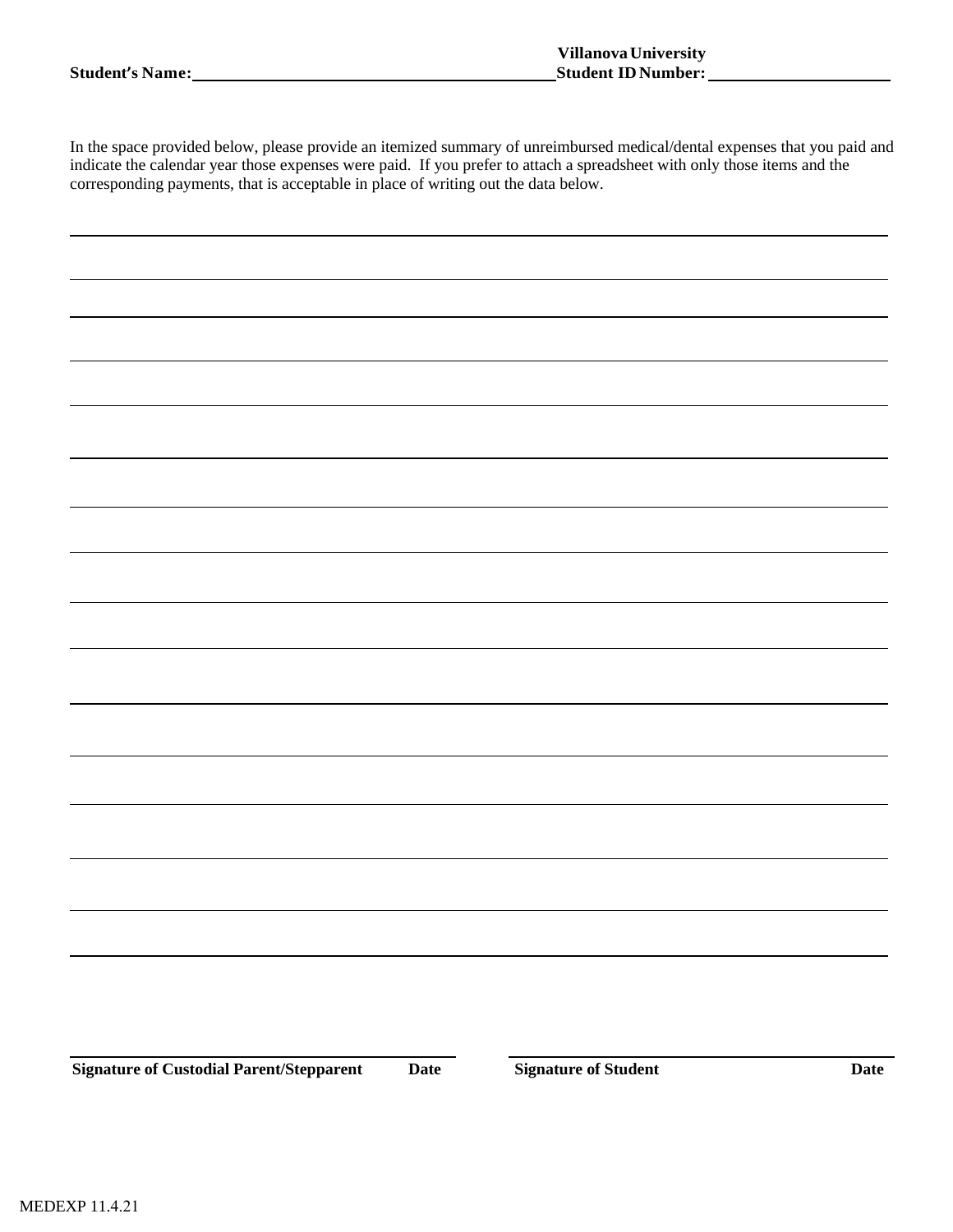**Student's Name:** ______________________________ **Villanova University Student ID Number:** ____________________

In the space provided below, please provide an itemized summary of unreimbursed medical/dental expenses that you paid and indicate the calendar year those expenses were paid. If you prefer to attach a spreadsheet with only those items and the corresponding payments, that is acceptable in place of writing out the data below.

______________________________________________________________________________

______________________________________________________________________________

______________________________________________________________________________

______________________________________________________________________________

______________________________________________________________________________

______________________________________________________________________________

______________________________________________________________________________

______________________________________________________________________________

______________________________________________________________________________

______________________________________________________________________________

______________________________________________________________________________

______________________________________________________________________________

______________________________________________________________________________

______________________________________________________________________________

______________________________________________________________________________

______________________________________________________________________________

______________________________________________________________________________

______________________________ ____________________ ______________________________ ____________________

**Signature of Custodial Parent/Stepparent** **Date** **Signature of Student** **Date**

MEDEXP 11.4.21